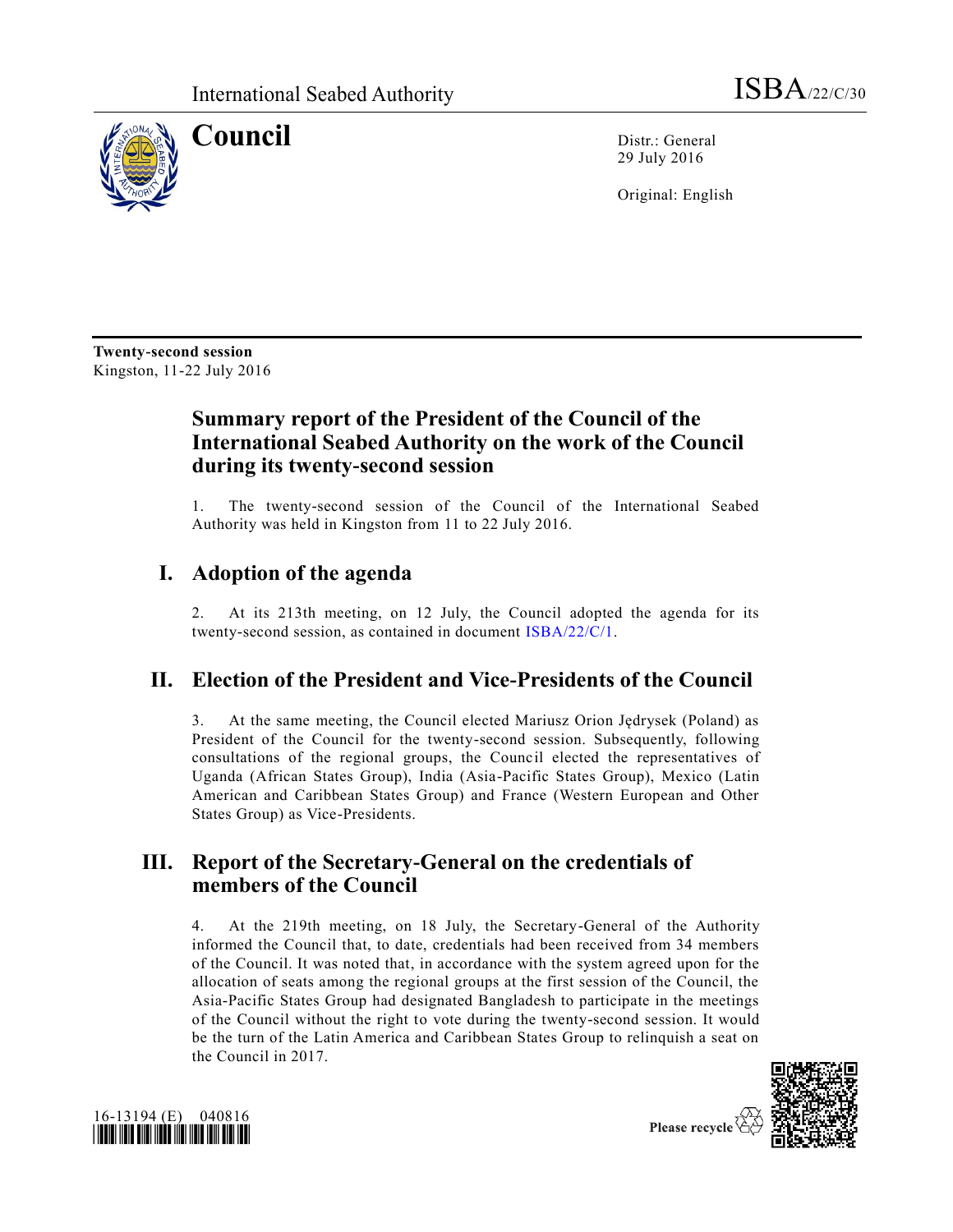International Seabed Authority ISBA/22/C/30

# Council

Distr.: General
29 July 2016

Original: English

**Twenty-second session**
Kingston, 11-22 July 2016

## Summary report of the President of the Council of the International Seabed Authority on the work of the Council during its twenty-second session

1. The twenty-second session of the Council of the International Seabed Authority was held in Kingston from 11 to 22 July 2016.

## I. Adoption of the agenda

2. At its 213th meeting, on 12 July, the Council adopted the agenda for its twenty-second session, as contained in document ISBA/22/C/1.

## II. Election of the President and Vice-Presidents of the Council

3. At the same meeting, the Council elected Mariusz Orion Jędrysek (Poland) as President of the Council for the twenty-second session. Subsequently, following consultations of the regional groups, the Council elected the representatives of Uganda (African States Group), India (Asia-Pacific States Group), Mexico (Latin American and Caribbean States Group) and France (Western European and Other States Group) as Vice-Presidents.

## III. Report of the Secretary-General on the credentials of members of the Council

4. At the 219th meeting, on 18 July, the Secretary-General of the Authority informed the Council that, to date, credentials had been received from 34 members of the Council. It was noted that, in accordance with the system agreed upon for the allocation of seats among the regional groups at the first session of the Council, the Asia-Pacific States Group had designated Bangladesh to participate in the meetings of the Council without the right to vote during the twenty-second session. It would be the turn of the Latin America and Caribbean States Group to relinquish a seat on the Council in 2017.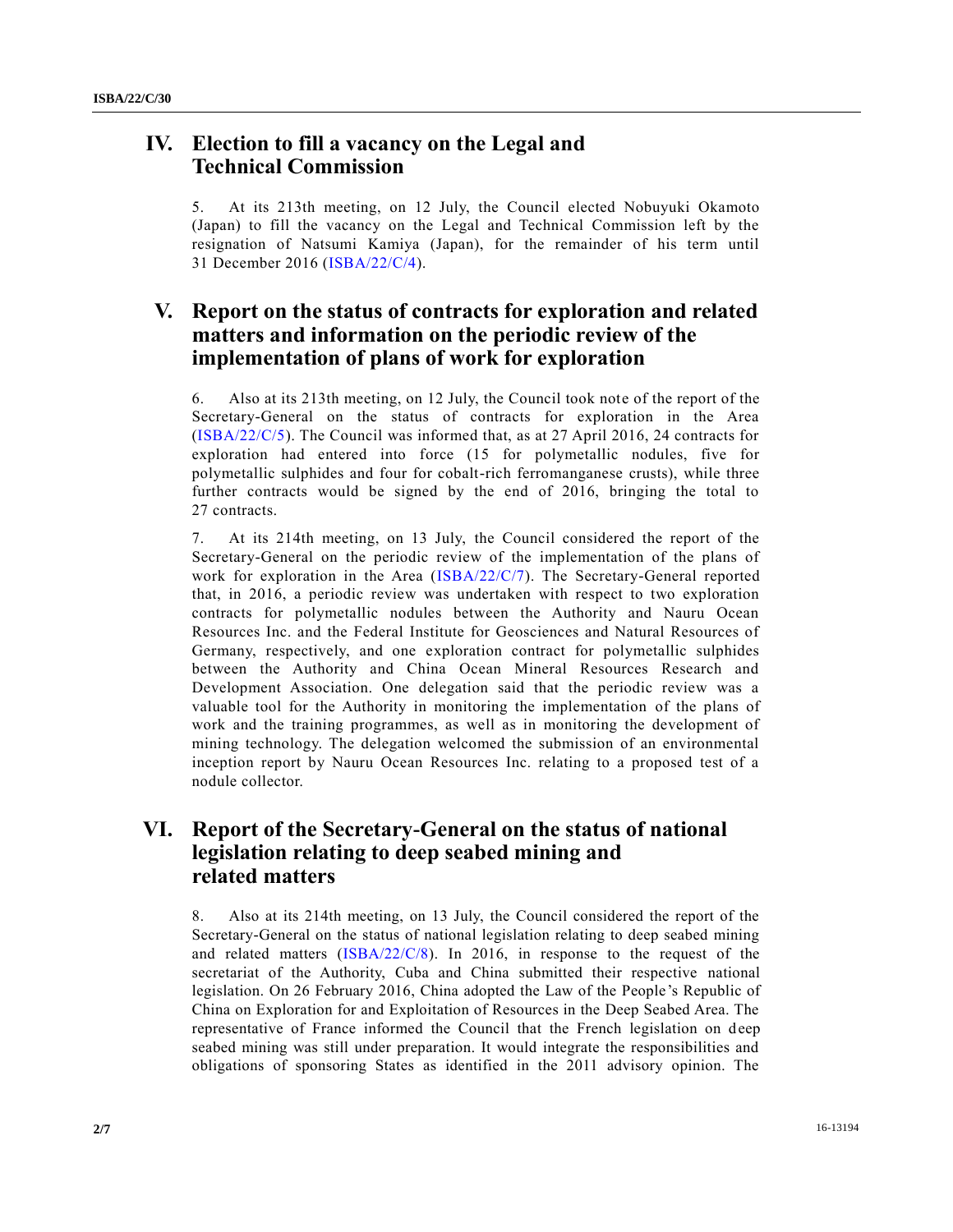## IV. Election to fill a vacancy on the Legal and Technical Commission

5. At its 213th meeting, on 12 July, the Council elected Nobuyuki Okamoto (Japan) to fill the vacancy on the Legal and Technical Commission left by the resignation of Natsumi Kamiya (Japan), for the remainder of his term until 31 December 2016 (ISBA/22/C/4).

## V. Report on the status of contracts for exploration and related matters and information on the periodic review of the implementation of plans of work for exploration

6. Also at its 213th meeting, on 12 July, the Council took note of the report of the Secretary-General on the status of contracts for exploration in the Area (ISBA/22/C/5). The Council was informed that, as at 27 April 2016, 24 contracts for exploration had entered into force (15 for polymetallic nodules, five for polymetallic sulphides and four for cobalt-rich ferromanganese crusts), while three further contracts would be signed by the end of 2016, bringing the total to 27 contracts.

7. At its 214th meeting, on 13 July, the Council considered the report of the Secretary-General on the periodic review of the implementation of the plans of work for exploration in the Area (ISBA/22/C/7). The Secretary-General reported that, in 2016, a periodic review was undertaken with respect to two exploration contracts for polymetallic nodules between the Authority and Nauru Ocean Resources Inc. and the Federal Institute for Geosciences and Natural Resources of Germany, respectively, and one exploration contract for polymetallic sulphides between the Authority and China Ocean Mineral Resources Research and Development Association. One delegation said that the periodic review was a valuable tool for the Authority in monitoring the implementation of the plans of work and the training programmes, as well as in monitoring the development of mining technology. The delegation welcomed the submission of an environmental inception report by Nauru Ocean Resources Inc. relating to a proposed test of a nodule collector.

## VI. Report of the Secretary-General on the status of national legislation relating to deep seabed mining and related matters

8. Also at its 214th meeting, on 13 July, the Council considered the report of the Secretary-General on the status of national legislation relating to deep seabed mining and related matters (ISBA/22/C/8). In 2016, in response to the request of the secretariat of the Authority, Cuba and China submitted their respective national legislation. On 26 February 2016, China adopted the Law of the People's Republic of China on Exploration for and Exploitation of Resources in the Deep Seabed Area. The representative of France informed the Council that the French legislation on deep seabed mining was still under preparation. It would integrate the responsibilities and obligations of sponsoring States as identified in the 2011 advisory opinion. The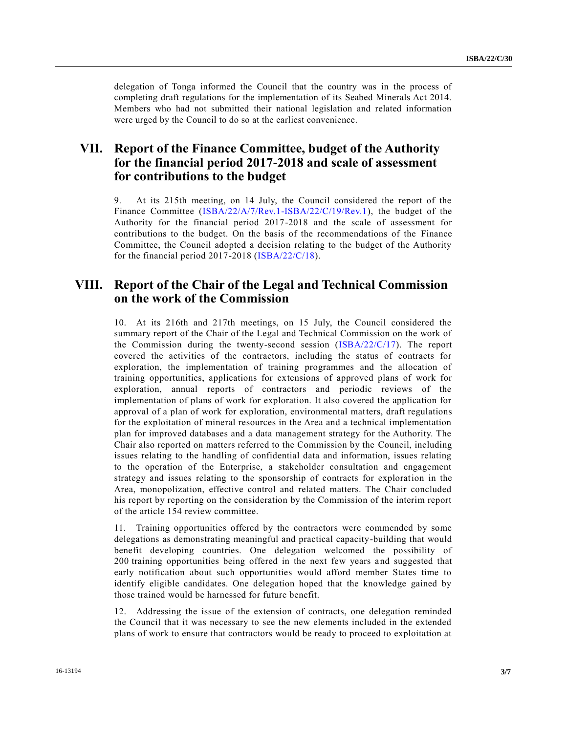delegation of Tonga informed the Council that the country was in the process of completing draft regulations for the implementation of its Seabed Minerals Act 2014. Members who had not submitted their national legislation and related information were urged by the Council to do so at the earliest convenience.

## VII. Report of the Finance Committee, budget of the Authority for the financial period 2017-2018 and scale of assessment for contributions to the budget

9. At its 215th meeting, on 14 July, the Council considered the report of the Finance Committee (ISBA/22/A/7/Rev.1-ISBA/22/C/19/Rev.1), the budget of the Authority for the financial period 2017-2018 and the scale of assessment for contributions to the budget. On the basis of the recommendations of the Finance Committee, the Council adopted a decision relating to the budget of the Authority for the financial period 2017-2018 (ISBA/22/C/18).

## VIII. Report of the Chair of the Legal and Technical Commission on the work of the Commission

10. At its 216th and 217th meetings, on 15 July, the Council considered the summary report of the Chair of the Legal and Technical Commission on the work of the Commission during the twenty-second session (ISBA/22/C/17). The report covered the activities of the contractors, including the status of contracts for exploration, the implementation of training programmes and the allocation of training opportunities, applications for extensions of approved plans of work for exploration, annual reports of contractors and periodic reviews of the implementation of plans of work for exploration. It also covered the application for approval of a plan of work for exploration, environmental matters, draft regulations for the exploitation of mineral resources in the Area and a technical implementation plan for improved databases and a data management strategy for the Authority. The Chair also reported on matters referred to the Commission by the Council, including issues relating to the handling of confidential data and information, issues relating to the operation of the Enterprise, a stakeholder consultation and engagement strategy and issues relating to the sponsorship of contracts for exploration in the Area, monopolization, effective control and related matters. The Chair concluded his report by reporting on the consideration by the Commission of the interim report of the article 154 review committee.

11. Training opportunities offered by the contractors were commended by some delegations as demonstrating meaningful and practical capacity-building that would benefit developing countries. One delegation welcomed the possibility of 200 training opportunities being offered in the next few years and suggested that early notification about such opportunities would afford member States time to identify eligible candidates. One delegation hoped that the knowledge gained by those trained would be harnessed for future benefit.

12. Addressing the issue of the extension of contracts, one delegation reminded the Council that it was necessary to see the new elements included in the extended plans of work to ensure that contractors would be ready to proceed to exploitation at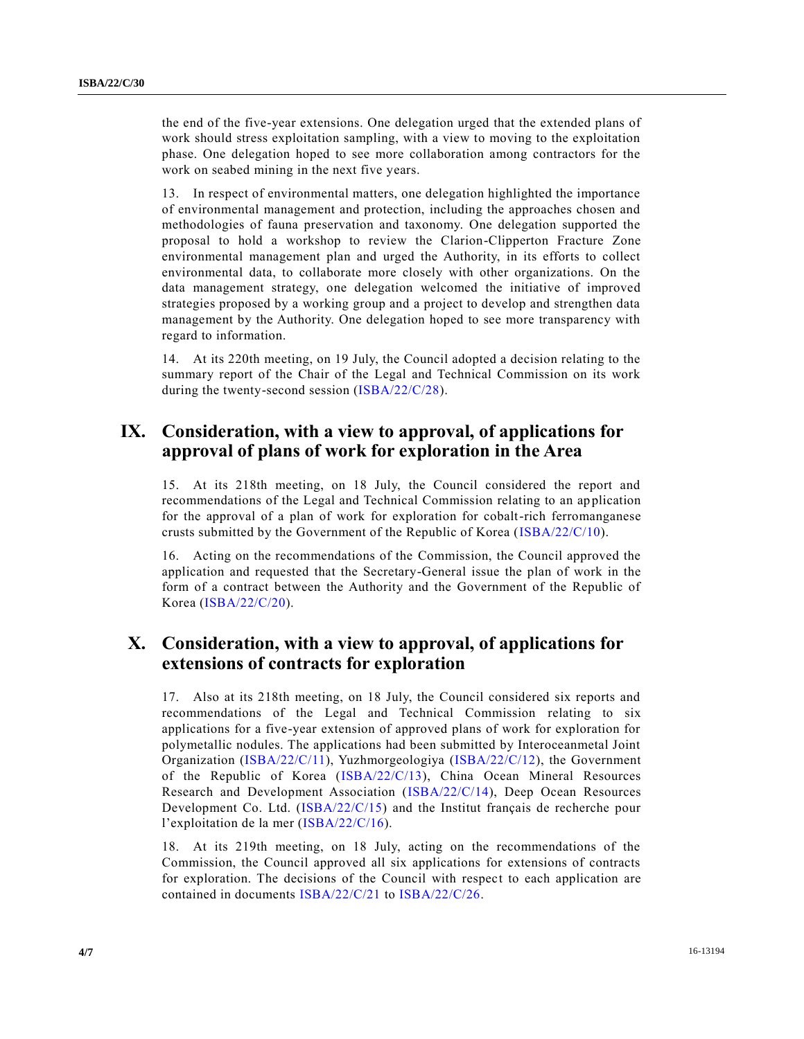the end of the five-year extensions. One delegation urged that the extended plans of work should stress exploitation sampling, with a view to moving to the exploitation phase. One delegation hoped to see more collaboration among contractors for the work on seabed mining in the next five years.

13. In respect of environmental matters, one delegation highlighted the importance of environmental management and protection, including the approaches chosen and methodologies of fauna preservation and taxonomy. One delegation supported the proposal to hold a workshop to review the Clarion-Clipperton Fracture Zone environmental management plan and urged the Authority, in its efforts to collect environmental data, to collaborate more closely with other organizations. On the data management strategy, one delegation welcomed the initiative of improved strategies proposed by a working group and a project to develop and strengthen data management by the Authority. One delegation hoped to see more transparency with regard to information.

14. At its 220th meeting, on 19 July, the Council adopted a decision relating to the summary report of the Chair of the Legal and Technical Commission on its work during the twenty-second session (ISBA/22/C/28).

## IX. Consideration, with a view to approval, of applications for approval of plans of work for exploration in the Area

15. At its 218th meeting, on 18 July, the Council considered the report and recommendations of the Legal and Technical Commission relating to an application for the approval of a plan of work for exploration for cobalt-rich ferromanganese crusts submitted by the Government of the Republic of Korea (ISBA/22/C/10).

16. Acting on the recommendations of the Commission, the Council approved the application and requested that the Secretary-General issue the plan of work in the form of a contract between the Authority and the Government of the Republic of Korea (ISBA/22/C/20).

## X. Consideration, with a view to approval, of applications for extensions of contracts for exploration

17. Also at its 218th meeting, on 18 July, the Council considered six reports and recommendations of the Legal and Technical Commission relating to six applications for a five-year extension of approved plans of work for exploration for polymetallic nodules. The applications had been submitted by Interoceanmetal Joint Organization (ISBA/22/C/11), Yuzhmorgeologiya (ISBA/22/C/12), the Government of the Republic of Korea (ISBA/22/C/13), China Ocean Mineral Resources Research and Development Association (ISBA/22/C/14), Deep Ocean Resources Development Co. Ltd. (ISBA/22/C/15) and the Institut français de recherche pour l'exploitation de la mer (ISBA/22/C/16).

18. At its 219th meeting, on 18 July, acting on the recommendations of the Commission, the Council approved all six applications for extensions of contracts for exploration. The decisions of the Council with respect to each application are contained in documents ISBA/22/C/21 to ISBA/22/C/26.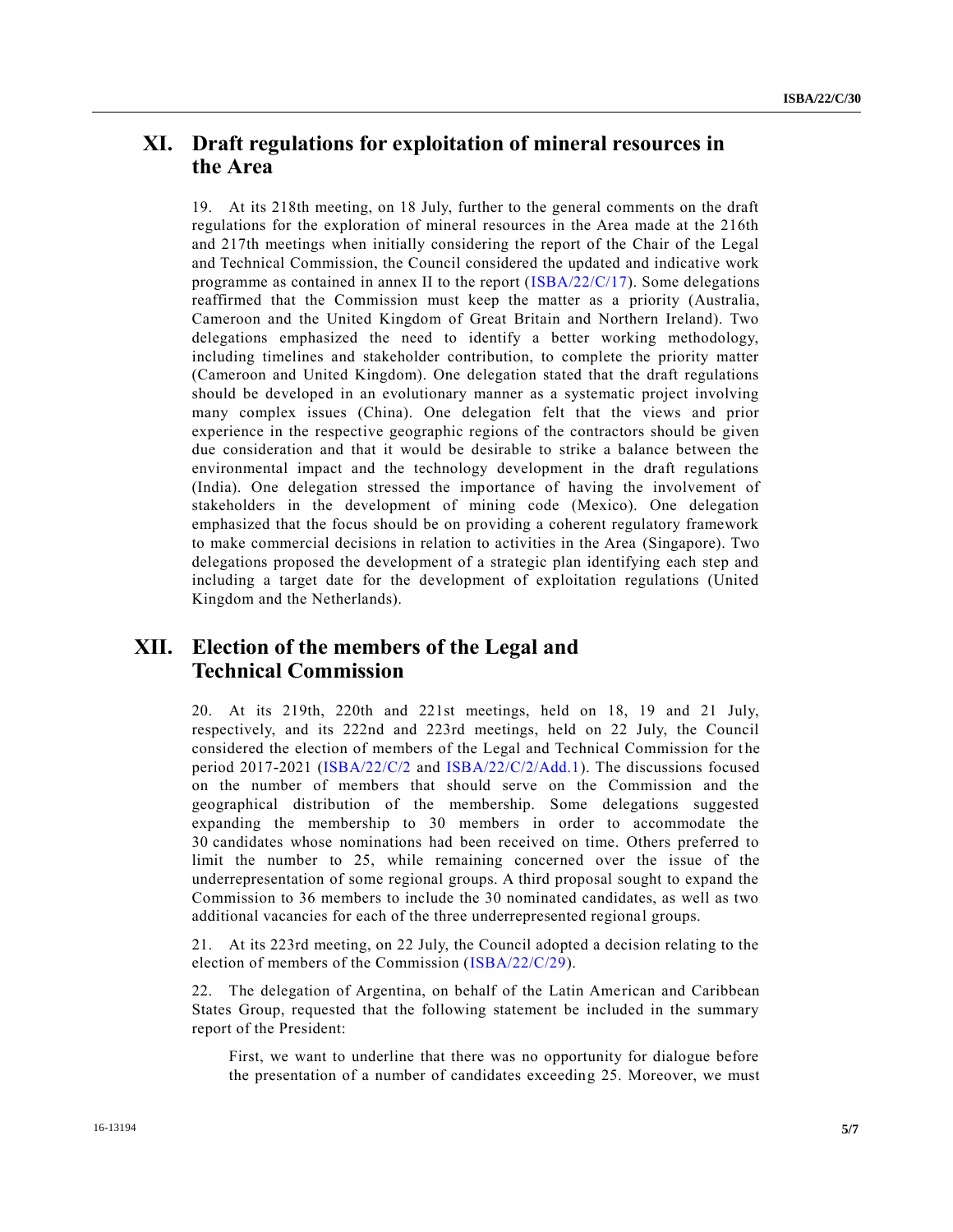## XI. Draft regulations for exploitation of mineral resources in the Area

19. At its 218th meeting, on 18 July, further to the general comments on the draft regulations for the exploration of mineral resources in the Area made at the 216th and 217th meetings when initially considering the report of the Chair of the Legal and Technical Commission, the Council considered the updated and indicative work programme as contained in annex II to the report (ISBA/22/C/17). Some delegations reaffirmed that the Commission must keep the matter as a priority (Australia, Cameroon and the United Kingdom of Great Britain and Northern Ireland). Two delegations emphasized the need to identify a better working methodology, including timelines and stakeholder contribution, to complete the priority matter (Cameroon and United Kingdom). One delegation stated that the draft regulations should be developed in an evolutionary manner as a systematic project involving many complex issues (China). One delegation felt that the views and prior experience in the respective geographic regions of the contractors should be given due consideration and that it would be desirable to strike a balance between the environmental impact and the technology development in the draft regulations (India). One delegation stressed the importance of having the involvement of stakeholders in the development of mining code (Mexico). One delegation emphasized that the focus should be on providing a coherent regulatory framework to make commercial decisions in relation to activities in the Area (Singapore). Two delegations proposed the development of a strategic plan identifying each step and including a target date for the development of exploitation regulations (United Kingdom and the Netherlands).

## XII. Election of the members of the Legal and Technical Commission

20. At its 219th, 220th and 221st meetings, held on 18, 19 and 21 July, respectively, and its 222nd and 223rd meetings, held on 22 July, the Council considered the election of members of the Legal and Technical Commission for the period 2017-2021 (ISBA/22/C/2 and ISBA/22/C/2/Add.1). The discussions focused on the number of members that should serve on the Commission and the geographical distribution of the membership. Some delegations suggested expanding the membership to 30 members in order to accommodate the 30 candidates whose nominations had been received on time. Others preferred to limit the number to 25, while remaining concerned over the issue of the underrepresentation of some regional groups. A third proposal sought to expand the Commission to 36 members to include the 30 nominated candidates, as well as two additional vacancies for each of the three underrepresented regional groups.

21. At its 223rd meeting, on 22 July, the Council adopted a decision relating to the election of members of the Commission (ISBA/22/C/29).

22. The delegation of Argentina, on behalf of the Latin American and Caribbean States Group, requested that the following statement be included in the summary report of the President:

> First, we want to underline that there was no opportunity for dialogue before the presentation of a number of candidates exceeding 25. Moreover, we must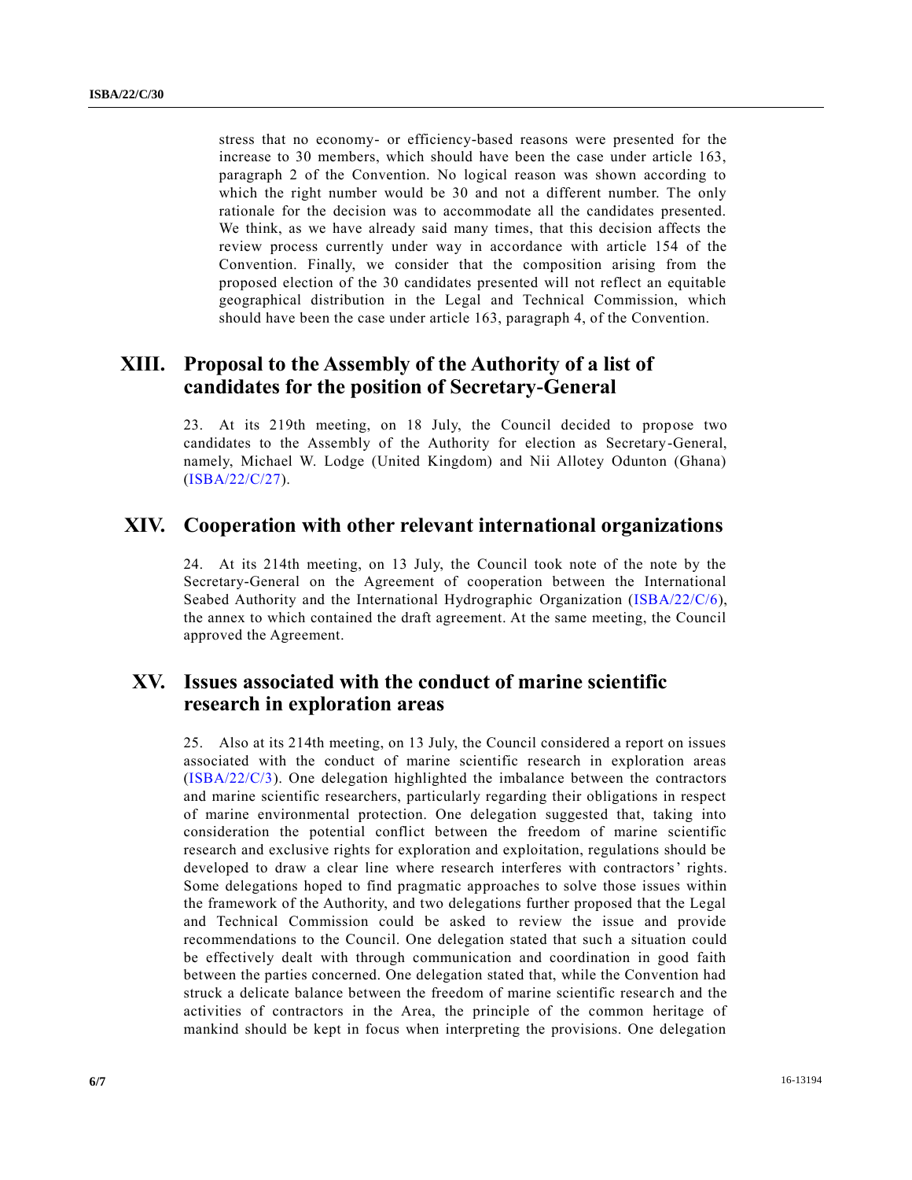stress that no economy- or efficiency-based reasons were presented for the increase to 30 members, which should have been the case under article 163, paragraph 2 of the Convention. No logical reason was shown according to which the right number would be 30 and not a different number. The only rationale for the decision was to accommodate all the candidates presented. We think, as we have already said many times, that this decision affects the review process currently under way in accordance with article 154 of the Convention. Finally, we consider that the composition arising from the proposed election of the 30 candidates presented will not reflect an equitable geographical distribution in the Legal and Technical Commission, which should have been the case under article 163, paragraph 4, of the Convention.

## XIII. Proposal to the Assembly of the Authority of a list of candidates for the position of Secretary-General

23. At its 219th meeting, on 18 July, the Council decided to propose two candidates to the Assembly of the Authority for election as Secretary-General, namely, Michael W. Lodge (United Kingdom) and Nii Allotey Odunton (Ghana) (ISBA/22/C/27).

## XIV. Cooperation with other relevant international organizations

24. At its 214th meeting, on 13 July, the Council took note of the note by the Secretary-General on the Agreement of cooperation between the International Seabed Authority and the International Hydrographic Organization (ISBA/22/C/6), the annex to which contained the draft agreement. At the same meeting, the Council approved the Agreement.

## XV. Issues associated with the conduct of marine scientific research in exploration areas

25. Also at its 214th meeting, on 13 July, the Council considered a report on issues associated with the conduct of marine scientific research in exploration areas (ISBA/22/C/3). One delegation highlighted the imbalance between the contractors and marine scientific researchers, particularly regarding their obligations in respect of marine environmental protection. One delegation suggested that, taking into consideration the potential conflict between the freedom of marine scientific research and exclusive rights for exploration and exploitation, regulations should be developed to draw a clear line where research interferes with contractors' rights. Some delegations hoped to find pragmatic approaches to solve those issues within the framework of the Authority, and two delegations further proposed that the Legal and Technical Commission could be asked to review the issue and provide recommendations to the Council. One delegation stated that such a situation could be effectively dealt with through communication and coordination in good faith between the parties concerned. One delegation stated that, while the Convention had struck a delicate balance between the freedom of marine scientific research and the activities of contractors in the Area, the principle of the common heritage of mankind should be kept in focus when interpreting the provisions. One delegation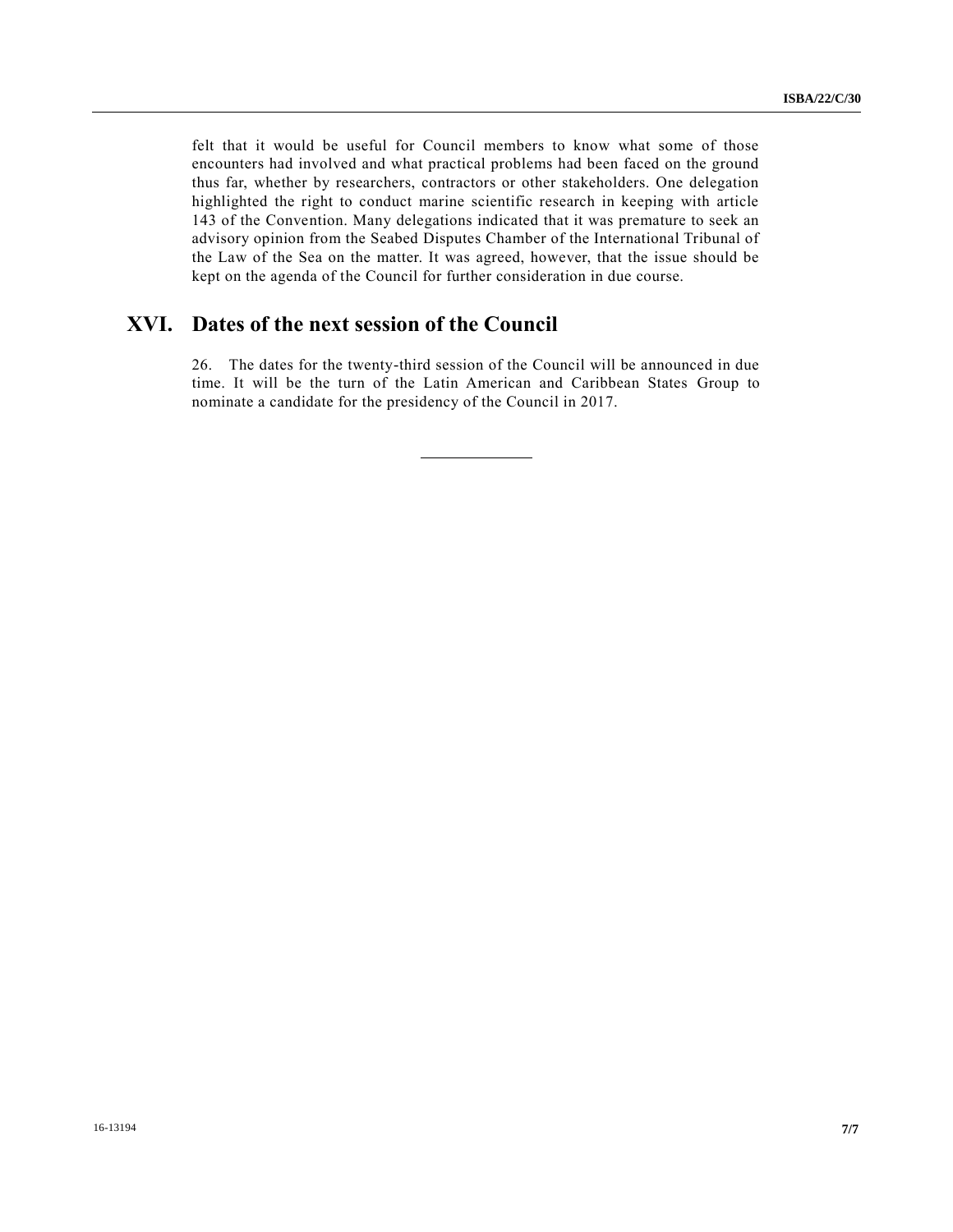felt that it would be useful for Council members to know what some of those encounters had involved and what practical problems had been faced on the ground thus far, whether by researchers, contractors or other stakeholders. One delegation highlighted the right to conduct marine scientific research in keeping with article 143 of the Convention. Many delegations indicated that it was premature to seek an advisory opinion from the Seabed Disputes Chamber of the International Tribunal of the Law of the Sea on the matter. It was agreed, however, that the issue should be kept on the agenda of the Council for further consideration in due course.

## XVI. Dates of the next session of the Council

26. The dates for the twenty-third session of the Council will be announced in due time. It will be the turn of the Latin American and Caribbean States Group to nominate a candidate for the presidency of the Council in 2017.